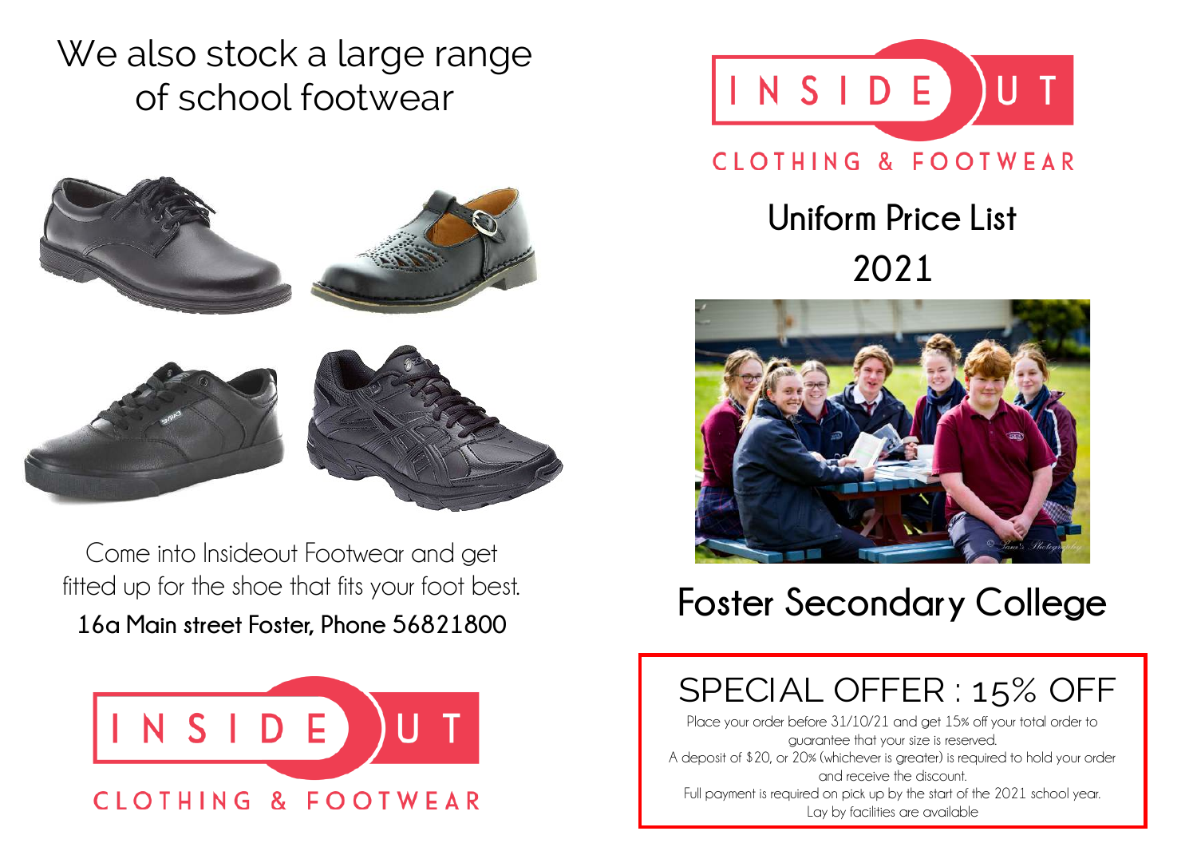# We also stock a large range of school footwear

Come into Insideout Footwear and get fitted up for the shoe that fits your foot best.

**16a Main street Foster, Phone 56821800**

INSIDE OUT

CLOTHING & FOOTWEAR

INSIDE OUT

CLOTHING & FOOTWEAR

## Uniform Price List

## 2021

# Foster Secondary College

## SPECIAL OFFER : 15% OFF

Place your order before 31/10/21 and get 15% off your total order to guarantee that your size is reserved.

A deposit of $20, or 20% (whichever is greater) is required to hold your order and receive the discount.

Full payment is required on pick up by the start of the 2021 school year.

Lay by facilities are available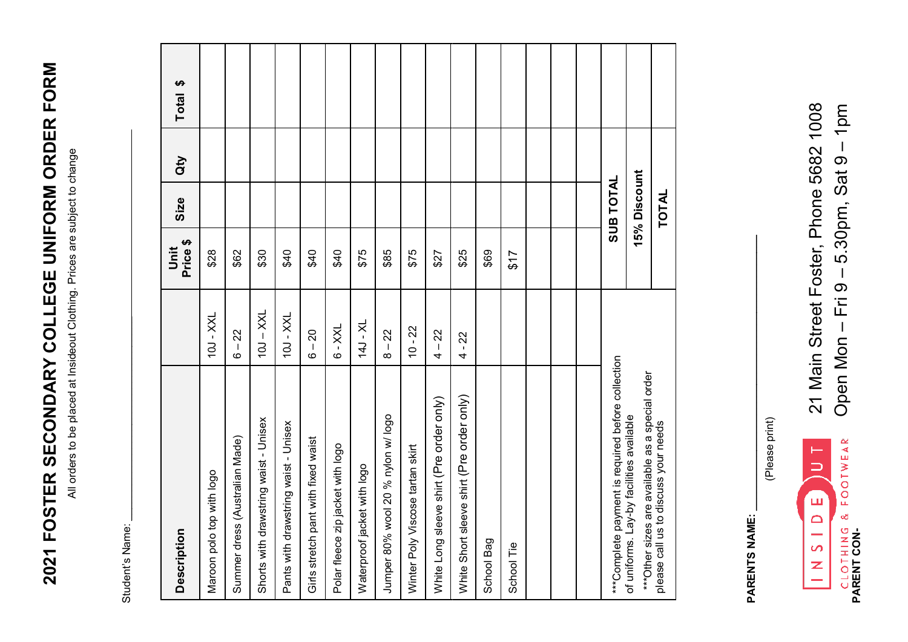# 2021 FOSTER SECONDARY COLLEGE UNIFORM ORDER FORM

All orders to be placed at Insideout Clothing. Prices are subject to change

Student's Name: ______________________

| Description | | Unit Price $ | Size | Qty | Total $ |
|---|---|---|---|---|---|
| Maroon polo top with logo | 10J - XXL | $28 | | | |
| Summer dress (Australian Made) | 6 – 22 | $62 | | | |
| Shorts with drawstring waist - Unisex | 10J – XXL | $30 | | | |
| Pants with drawstring waist - Unisex | 10J - XXL | $40 | | | |
| Girls stretch pant with fixed waist | 6 – 20 | $40 | | | |
| Polar fleece zip jacket with logo | 6 - XXL | $40 | | | |
| Waterproof jacket with logo | 14J - XL | $75 | | | |
| Jumper 80% wool 20 % nylon w/ logo | 8 – 22 | $85 | | | |
| Winter Poly Viscose tartan skirt | 10 - 22 | $75 | | | |
| White Long sleeve shirt (Pre order only) | 4 – 22 | $27 | | | |
| White Short sleeve shirt (Pre order only) | 4 - 22 | $25 | | | |
| School Bag | | $69 | | | |
| School Tie | | $17 | | | |
| | | | | | |
| | | | | | |
| | | | | | |
| ***Complete payment is required before collection of uniforms. Lay-by facilities available<br>***Other sizes are available as a special order please call us to discuss your needs | | SUB TOTAL | | | |
| | | 15% Discount | | | |
| | | TOTAL | | | |

**PARENTS NAME:** ______________________

(Please print)

INSIDE OUT CLOTHING & FOOTWEAR

**PARENT CON-**

21 Main Street Foster, Phone 5682 1008

Open Mon – Fri 9 – 5.30pm, Sat 9 – 1pm